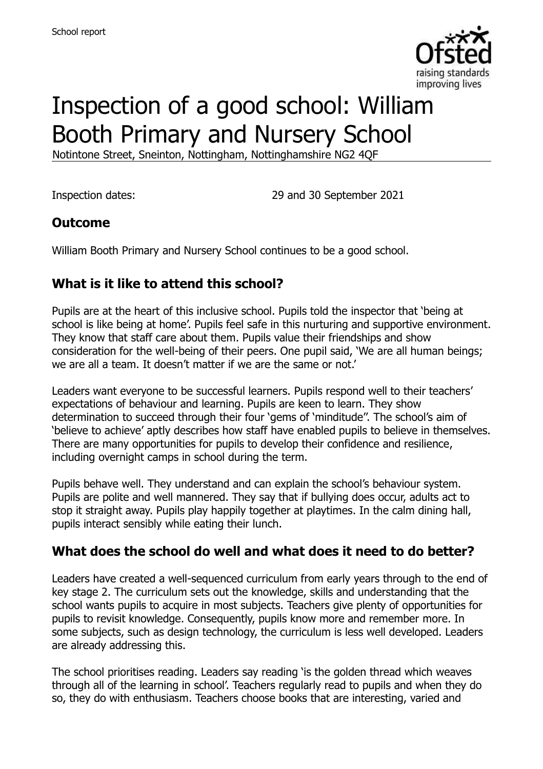# Inspection of a good school: William Booth Primary and Nursery School

Notintone Street, Sneinton, Nottingham, Nottinghamshire NG2 4QF

Inspection dates: 29 and 30 September 2021

## Outcome

William Booth Primary and Nursery School continues to be a good school.

## What is it like to attend this school?

Pupils are at the heart of this inclusive school. Pupils told the inspector that 'being at school is like being at home'. Pupils feel safe in this nurturing and supportive environment. They know that staff care about them. Pupils value their friendships and show consideration for the well-being of their peers. One pupil said, 'We are all human beings; we are all a team. It doesn't matter if we are the same or not.'

Leaders want everyone to be successful learners. Pupils respond well to their teachers' expectations of behaviour and learning. Pupils are keen to learn. They show determination to succeed through their four 'gems of 'minditude''. The school's aim of 'believe to achieve' aptly describes how staff have enabled pupils to believe in themselves. There are many opportunities for pupils to develop their confidence and resilience, including overnight camps in school during the term.

Pupils behave well. They understand and can explain the school's behaviour system. Pupils are polite and well mannered. They say that if bullying does occur, adults act to stop it straight away. Pupils play happily together at playtimes. In the calm dining hall, pupils interact sensibly while eating their lunch.

## What does the school do well and what does it need to do better?

Leaders have created a well-sequenced curriculum from early years through to the end of key stage 2. The curriculum sets out the knowledge, skills and understanding that the school wants pupils to acquire in most subjects. Teachers give plenty of opportunities for pupils to revisit knowledge. Consequently, pupils know more and remember more. In some subjects, such as design technology, the curriculum is less well developed. Leaders are already addressing this.

The school prioritises reading. Leaders say reading 'is the golden thread which weaves through all of the learning in school'. Teachers regularly read to pupils and when they do so, they do with enthusiasm. Teachers choose books that are interesting, varied and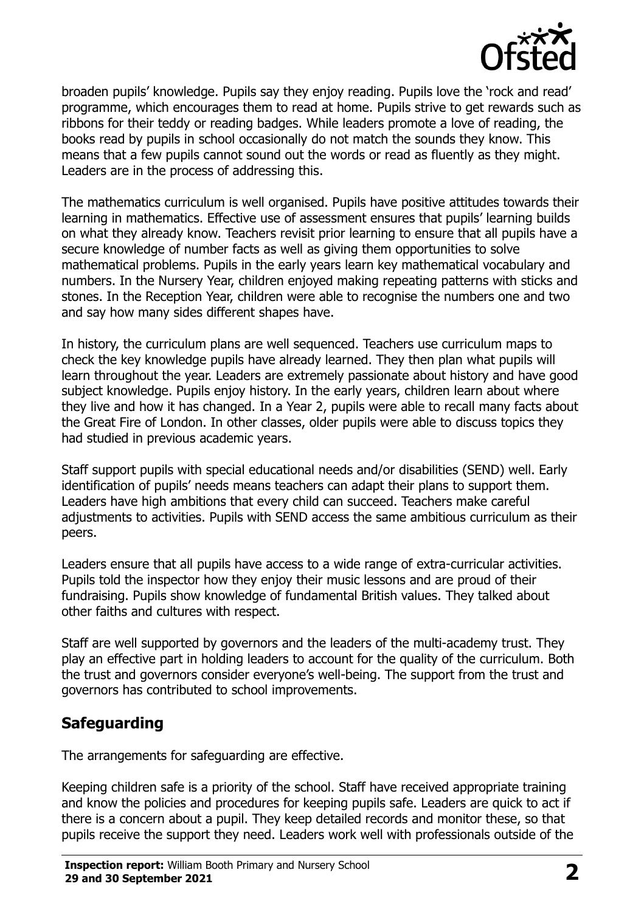broaden pupils' knowledge. Pupils say they enjoy reading. Pupils love the 'rock and read' programme, which encourages them to read at home. Pupils strive to get rewards such as ribbons for their teddy or reading badges. While leaders promote a love of reading, the books read by pupils in school occasionally do not match the sounds they know. This means that a few pupils cannot sound out the words or read as fluently as they might. Leaders are in the process of addressing this.

The mathematics curriculum is well organised. Pupils have positive attitudes towards their learning in mathematics. Effective use of assessment ensures that pupils' learning builds on what they already know. Teachers revisit prior learning to ensure that all pupils have a secure knowledge of number facts as well as giving them opportunities to solve mathematical problems. Pupils in the early years learn key mathematical vocabulary and numbers. In the Nursery Year, children enjoyed making repeating patterns with sticks and stones. In the Reception Year, children were able to recognise the numbers one and two and say how many sides different shapes have.

In history, the curriculum plans are well sequenced. Teachers use curriculum maps to check the key knowledge pupils have already learned. They then plan what pupils will learn throughout the year. Leaders are extremely passionate about history and have good subject knowledge. Pupils enjoy history. In the early years, children learn about where they live and how it has changed. In a Year 2, pupils were able to recall many facts about the Great Fire of London. In other classes, older pupils were able to discuss topics they had studied in previous academic years.

Staff support pupils with special educational needs and/or disabilities (SEND) well. Early identification of pupils' needs means teachers can adapt their plans to support them. Leaders have high ambitions that every child can succeed. Teachers make careful adjustments to activities. Pupils with SEND access the same ambitious curriculum as their peers.

Leaders ensure that all pupils have access to a wide range of extra-curricular activities. Pupils told the inspector how they enjoy their music lessons and are proud of their fundraising. Pupils show knowledge of fundamental British values. They talked about other faiths and cultures with respect.

Staff are well supported by governors and the leaders of the multi-academy trust. They play an effective part in holding leaders to account for the quality of the curriculum. Both the trust and governors consider everyone's well-being. The support from the trust and governors has contributed to school improvements.

## Safeguarding

The arrangements for safeguarding are effective.

Keeping children safe is a priority of the school. Staff have received appropriate training and know the policies and procedures for keeping pupils safe. Leaders are quick to act if there is a concern about a pupil. They keep detailed records and monitor these, so that pupils receive the support they need. Leaders work well with professionals outside of the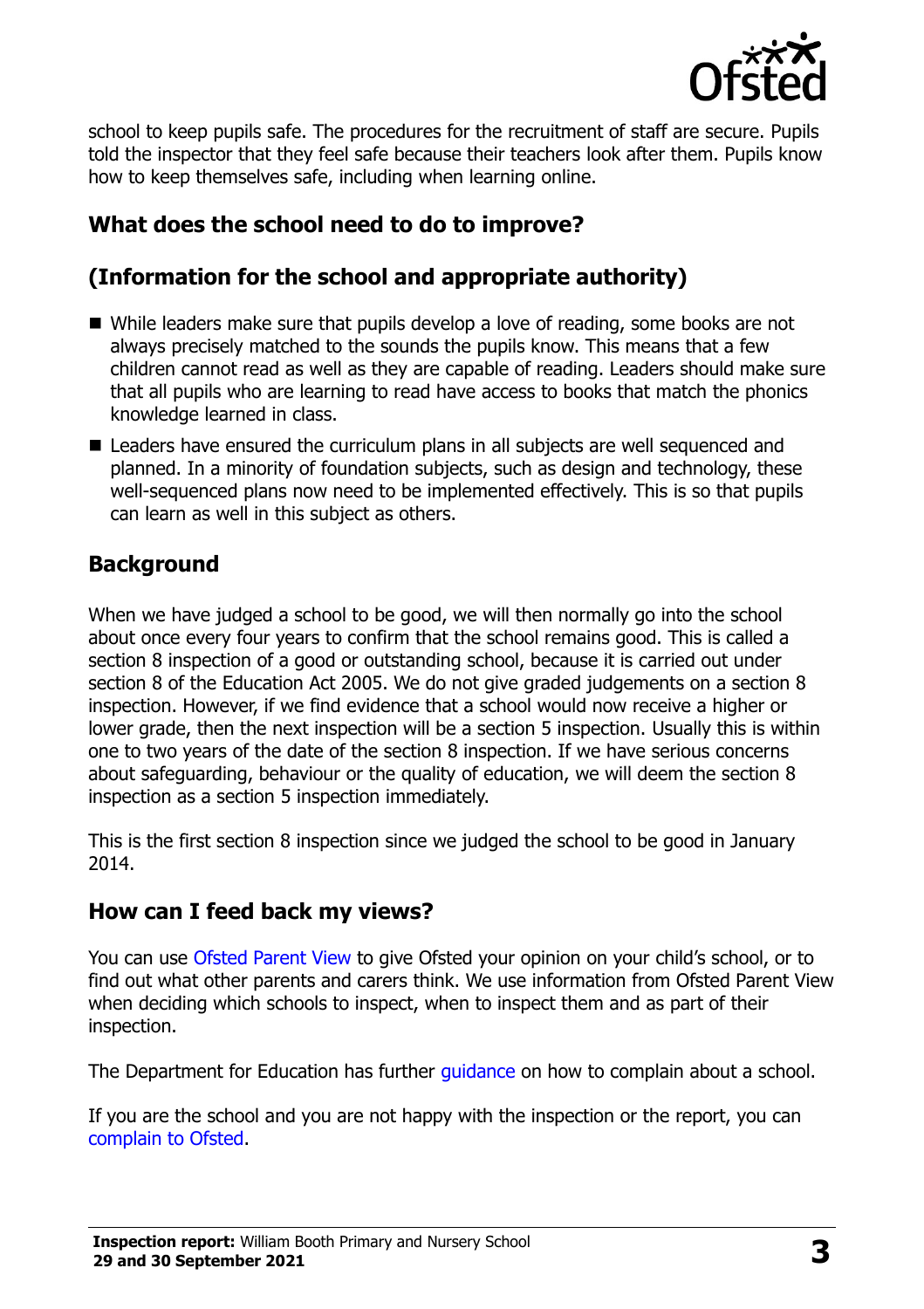school to keep pupils safe. The procedures for the recruitment of staff are secure. Pupils told the inspector that they feel safe because their teachers look after them. Pupils know how to keep themselves safe, including when learning online.

## What does the school need to do to improve?

## (Information for the school and appropriate authority)

- While leaders make sure that pupils develop a love of reading, some books are not always precisely matched to the sounds the pupils know. This means that a few children cannot read as well as they are capable of reading. Leaders should make sure that all pupils who are learning to read have access to books that match the phonics knowledge learned in class.
- Leaders have ensured the curriculum plans in all subjects are well sequenced and planned. In a minority of foundation subjects, such as design and technology, these well-sequenced plans now need to be implemented effectively. This is so that pupils can learn as well in this subject as others.

## Background

When we have judged a school to be good, we will then normally go into the school about once every four years to confirm that the school remains good. This is called a section 8 inspection of a good or outstanding school, because it is carried out under section 8 of the Education Act 2005. We do not give graded judgements on a section 8 inspection. However, if we find evidence that a school would now receive a higher or lower grade, then the next inspection will be a section 5 inspection. Usually this is within one to two years of the date of the section 8 inspection. If we have serious concerns about safeguarding, behaviour or the quality of education, we will deem the section 8 inspection as a section 5 inspection immediately.

This is the first section 8 inspection since we judged the school to be good in January 2014.

## How can I feed back my views?

You can use Ofsted Parent View to give Ofsted your opinion on your child's school, or to find out what other parents and carers think. We use information from Ofsted Parent View when deciding which schools to inspect, when to inspect them and as part of their inspection.

The Department for Education has further guidance on how to complain about a school.

If you are the school and you are not happy with the inspection or the report, you can complain to Ofsted.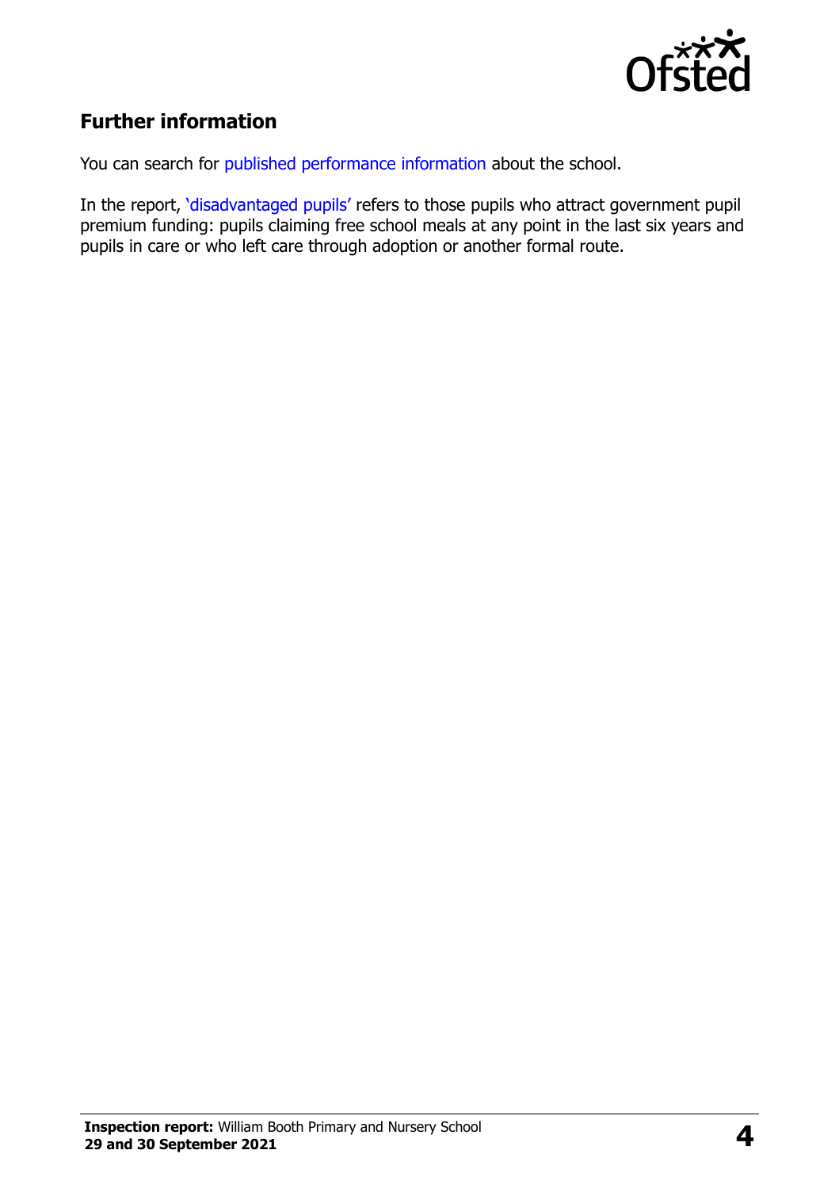## Further information

You can search for published performance information about the school.

In the report, 'disadvantaged pupils' refers to those pupils who attract government pupil premium funding: pupils claiming free school meals at any point in the last six years and pupils in care or who left care through adoption or another formal route.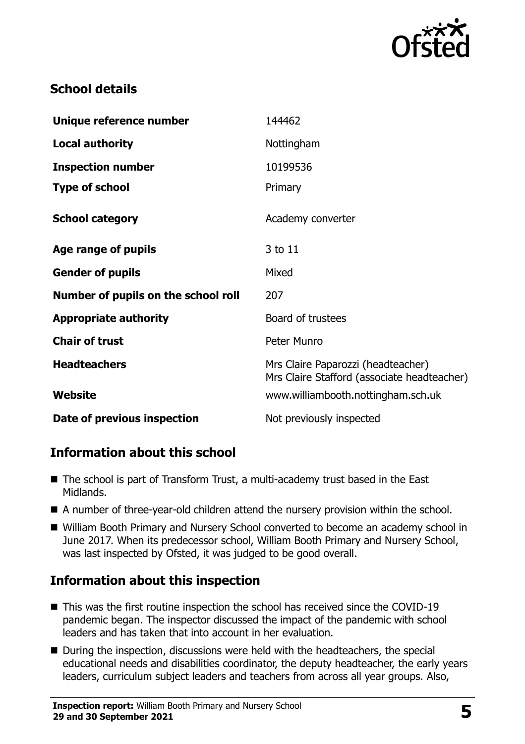## School details

| | |
|---|---|
| **Unique reference number** | 144462 |
| **Local authority** | Nottingham |
| **Inspection number** | 10199536 |
| **Type of school** | Primary |
| **School category** | Academy converter |
| **Age range of pupils** | 3 to 11 |
| **Gender of pupils** | Mixed |
| **Number of pupils on the school roll** | 207 |
| **Appropriate authority** | Board of trustees |
| **Chair of trust** | Peter Munro |
| **Headteachers** | Mrs Claire Paparozzi (headteacher) Mrs Claire Stafford (associate headteacher) |
| **Website** | www.williambooth.nottingham.sch.uk |
| **Date of previous inspection** | Not previously inspected |

## Information about this school

- The school is part of Transform Trust, a multi-academy trust based in the East Midlands.
- A number of three-year-old children attend the nursery provision within the school.
- William Booth Primary and Nursery School converted to become an academy school in June 2017. When its predecessor school, William Booth Primary and Nursery School, was last inspected by Ofsted, it was judged to be good overall.

## Information about this inspection

- This was the first routine inspection the school has received since the COVID-19 pandemic began. The inspector discussed the impact of the pandemic with school leaders and has taken that into account in her evaluation.
- During the inspection, discussions were held with the headteachers, the special educational needs and disabilities coordinator, the deputy headteacher, the early years leaders, curriculum subject leaders and teachers from across all year groups. Also,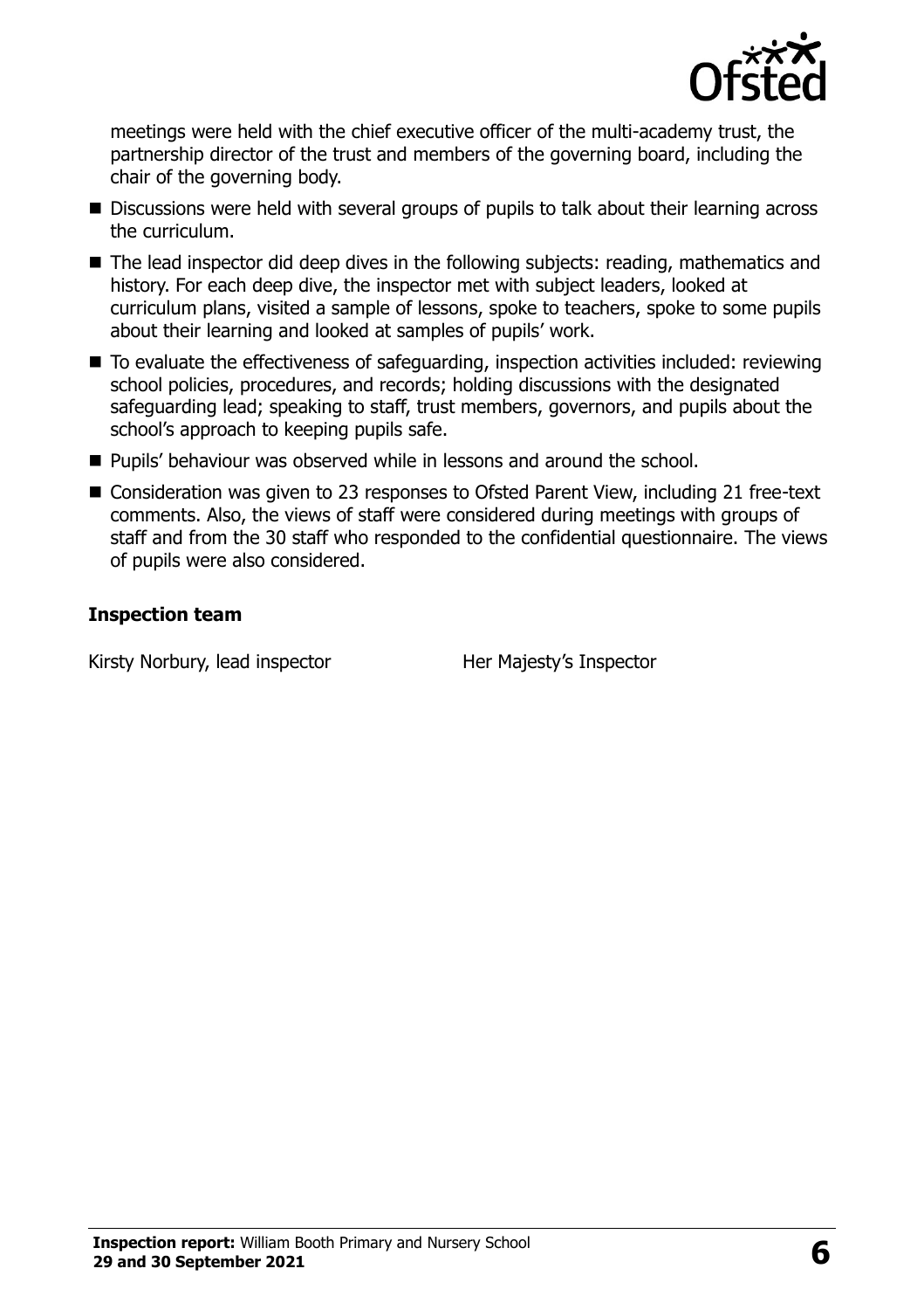meetings were held with the chief executive officer of the multi-academy trust, the partnership director of the trust and members of the governing board, including the chair of the governing body.

- Discussions were held with several groups of pupils to talk about their learning across the curriculum.
- The lead inspector did deep dives in the following subjects: reading, mathematics and history. For each deep dive, the inspector met with subject leaders, looked at curriculum plans, visited a sample of lessons, spoke to teachers, spoke to some pupils about their learning and looked at samples of pupils' work.
- To evaluate the effectiveness of safeguarding, inspection activities included: reviewing school policies, procedures, and records; holding discussions with the designated safeguarding lead; speaking to staff, trust members, governors, and pupils about the school's approach to keeping pupils safe.
- Pupils' behaviour was observed while in lessons and around the school.
- Consideration was given to 23 responses to Ofsted Parent View, including 21 free-text comments. Also, the views of staff were considered during meetings with groups of staff and from the 30 staff who responded to the confidential questionnaire. The views of pupils were also considered.

### Inspection team

| | |
|---|---|
| Kirsty Norbury, lead inspector | Her Majesty's Inspector |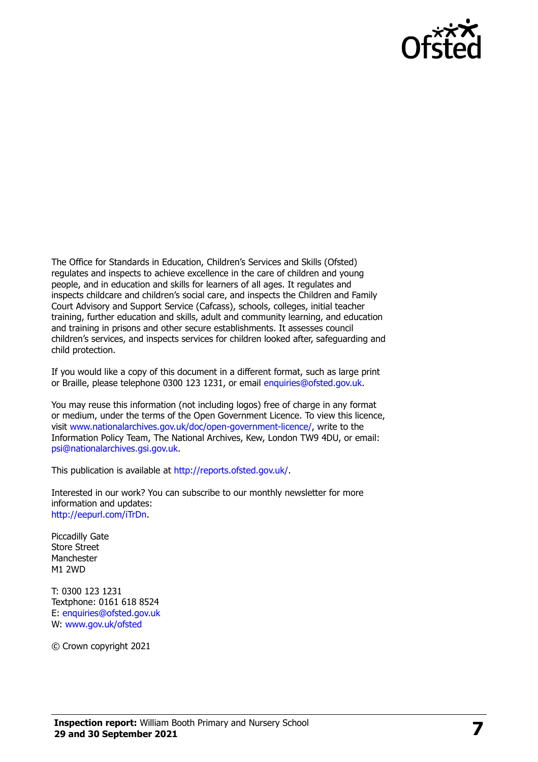The Office for Standards in Education, Children's Services and Skills (Ofsted) regulates and inspects to achieve excellence in the care of children and young people, and in education and skills for learners of all ages. It regulates and inspects childcare and children's social care, and inspects the Children and Family Court Advisory and Support Service (Cafcass), schools, colleges, initial teacher training, further education and skills, adult and community learning, and education and training in prisons and other secure establishments. It assesses council children's services, and inspects services for children looked after, safeguarding and child protection.

If you would like a copy of this document in a different format, such as large print or Braille, please telephone 0300 123 1231, or email enquiries@ofsted.gov.uk.

You may reuse this information (not including logos) free of charge in any format or medium, under the terms of the Open Government Licence. To view this licence, visit www.nationalarchives.gov.uk/doc/open-government-licence/, write to the Information Policy Team, The National Archives, Kew, London TW9 4DU, or email: psi@nationalarchives.gsi.gov.uk.

This publication is available at http://reports.ofsted.gov.uk/.

Interested in our work? You can subscribe to our monthly newsletter for more information and updates: http://eepurl.com/iTrDn.

Piccadilly Gate
Store Street
Manchester
M1 2WD

T: 0300 123 1231
Textphone: 0161 618 8524
E: enquiries@ofsted.gov.uk
W: www.gov.uk/ofsted

© Crown copyright 2021